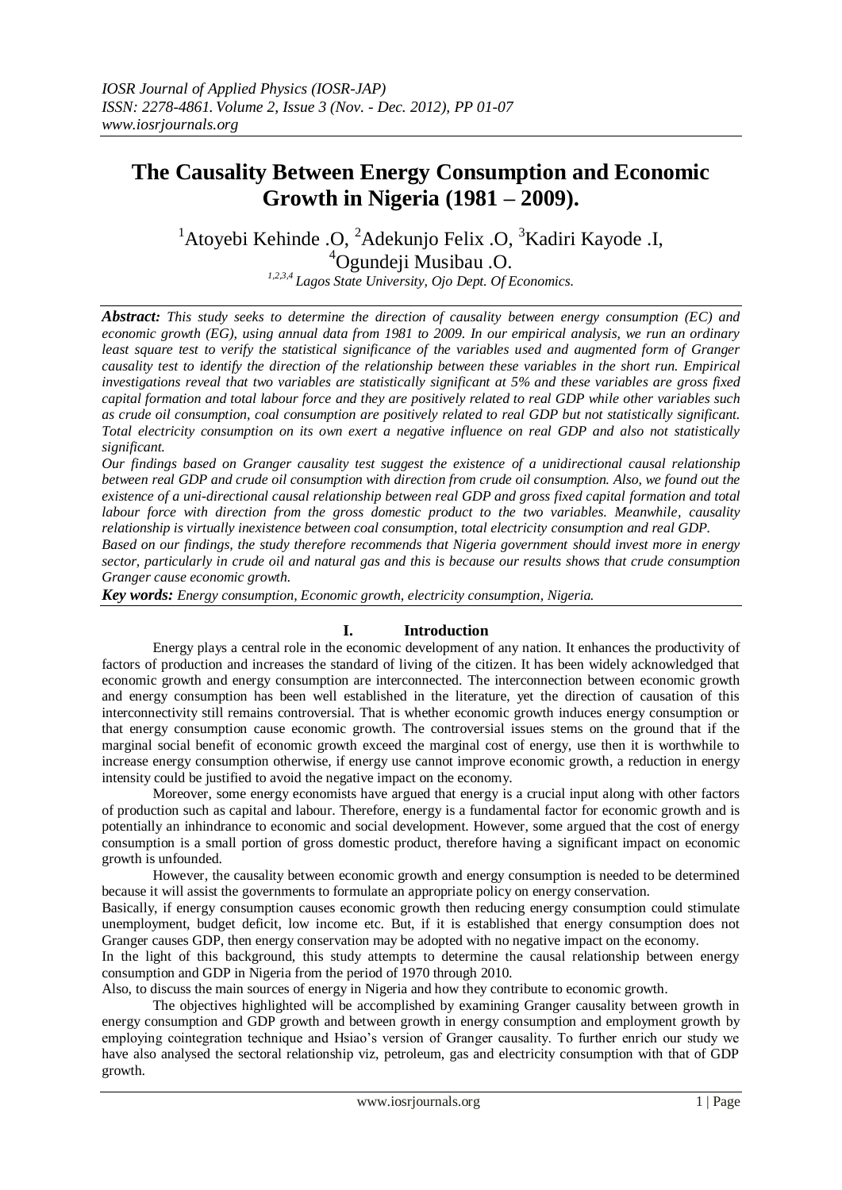# The Causality Between Energy Consumption and Economic Growth in Nigeria (1981 – 2009).

[1]Atoyebi Kehinde .O, [2]Adekunjo Felix .O, [3]Kadiri Kayode .I, [4]Ogundeji Musibau .O.

*[1,2,3,4] Lagos State University, Ojo Dept. Of Economics.*

***Abstract:*** *This study seeks to determine the direction of causality between energy consumption (EC) and economic growth (EG), using annual data from 1981 to 2009. In our empirical analysis, we run an ordinary least square test to verify the statistical significance of the variables used and augmented form of Granger causality test to identify the direction of the relationship between these variables in the short run. Empirical investigations reveal that two variables are statistically significant at 5% and these variables are gross fixed capital formation and total labour force and they are positively related to real GDP while other variables such as crude oil consumption, coal consumption are positively related to real GDP but not statistically significant. Total electricity consumption on its own exert a negative influence on real GDP and also not statistically significant.*

*Our findings based on Granger causality test suggest the existence of a unidirectional causal relationship between real GDP and crude oil consumption with direction from crude oil consumption. Also, we found out the existence of a uni-directional causal relationship between real GDP and gross fixed capital formation and total labour force with direction from the gross domestic product to the two variables. Meanwhile, causality relationship is virtually inexistence between coal consumption, total electricity consumption and real GDP.*

*Based on our findings, the study therefore recommends that Nigeria government should invest more in energy sector, particularly in crude oil and natural gas and this is because our results shows that crude consumption Granger cause economic growth.*

***Key words:*** *Energy consumption, Economic growth, electricity consumption, Nigeria.*

## I. Introduction

Energy plays a central role in the economic development of any nation. It enhances the productivity of factors of production and increases the standard of living of the citizen. It has been widely acknowledged that economic growth and energy consumption are interconnected. The interconnection between economic growth and energy consumption has been well established in the literature, yet the direction of causation of this interconnectivity still remains controversial. That is whether economic growth induces energy consumption or that energy consumption cause economic growth. The controversial issues stems on the ground that if the marginal social benefit of economic growth exceed the marginal cost of energy, use then it is worthwhile to increase energy consumption otherwise, if energy use cannot improve economic growth, a reduction in energy intensity could be justified to avoid the negative impact on the economy.

Moreover, some energy economists have argued that energy is a crucial input along with other factors of production such as capital and labour. Therefore, energy is a fundamental factor for economic growth and is potentially an inhindrance to economic and social development. However, some argued that the cost of energy consumption is a small portion of gross domestic product, therefore having a significant impact on economic growth is unfounded.

However, the causality between economic growth and energy consumption is needed to be determined because it will assist the governments to formulate an appropriate policy on energy conservation.

Basically, if energy consumption causes economic growth then reducing energy consumption could stimulate unemployment, budget deficit, low income etc. But, if it is established that energy consumption does not Granger causes GDP, then energy conservation may be adopted with no negative impact on the economy.

In the light of this background, this study attempts to determine the causal relationship between energy consumption and GDP in Nigeria from the period of 1970 through 2010.

Also, to discuss the main sources of energy in Nigeria and how they contribute to economic growth.

The objectives highlighted will be accomplished by examining Granger causality between growth in energy consumption and GDP growth and between growth in energy consumption and employment growth by employing cointegration technique and Hsiao's version of Granger causality. To further enrich our study we have also analysed the sectoral relationship viz, petroleum, gas and electricity consumption with that of GDP growth.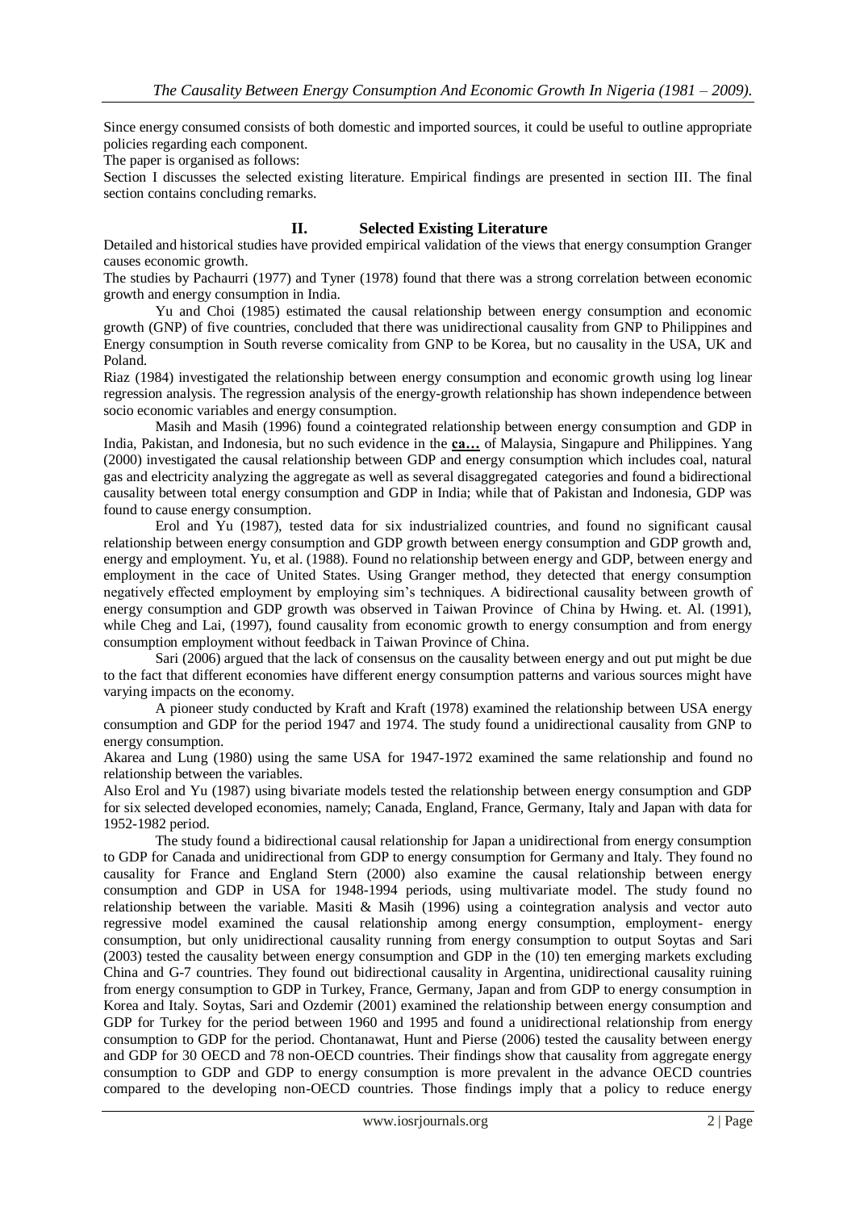Since energy consumed consists of both domestic and imported sources, it could be useful to outline appropriate policies regarding each component.

The paper is organised as follows:

Section I discusses the selected existing literature. Empirical findings are presented in section III. The final section contains concluding remarks.

## II. Selected Existing Literature

Detailed and historical studies have provided empirical validation of the views that energy consumption Granger causes economic growth.

The studies by Pachaurri (1977) and Tyner (1978) found that there was a strong correlation between economic growth and energy consumption in India.

Yu and Choi (1985) estimated the causal relationship between energy consumption and economic growth (GNP) of five countries, concluded that there was unidirectional causality from GNP to Philippines and Energy consumption in South reverse comicality from GNP to be Korea, but no causality in the USA, UK and Poland.

Riaz (1984) investigated the relationship between energy consumption and economic growth using log linear regression analysis. The regression analysis of the energy-growth relationship has shown independence between socio economic variables and energy consumption.

Masih and Masih (1996) found a cointegrated relationship between energy consumption and GDP in India, Pakistan, and Indonesia, but no such evidence in the **ca…** of Malaysia, Singapure and Philippines. Yang (2000) investigated the causal relationship between GDP and energy consumption which includes coal, natural gas and electricity analyzing the aggregate as well as several disaggregated categories and found a bidirectional causality between total energy consumption and GDP in India; while that of Pakistan and Indonesia, GDP was found to cause energy consumption.

Erol and Yu (1987), tested data for six industrialized countries, and found no significant causal relationship between energy consumption and GDP growth between energy consumption and GDP growth and, energy and employment. Yu, et al. (1988). Found no relationship between energy and GDP, between energy and employment in the cace of United States. Using Granger method, they detected that energy consumption negatively effected employment by employing sim's techniques. A bidirectional causality between growth of energy consumption and GDP growth was observed in Taiwan Province of China by Hwing. et. Al. (1991), while Cheg and Lai, (1997), found causality from economic growth to energy consumption and from energy consumption employment without feedback in Taiwan Province of China.

Sari (2006) argued that the lack of consensus on the causality between energy and out put might be due to the fact that different economies have different energy consumption patterns and various sources might have varying impacts on the economy.

A pioneer study conducted by Kraft and Kraft (1978) examined the relationship between USA energy consumption and GDP for the period 1947 and 1974. The study found a unidirectional causality from GNP to energy consumption.

Akarea and Lung (1980) using the same USA for 1947-1972 examined the same relationship and found no relationship between the variables.

Also Erol and Yu (1987) using bivariate models tested the relationship between energy consumption and GDP for six selected developed economies, namely; Canada, England, France, Germany, Italy and Japan with data for 1952-1982 period.

The study found a bidirectional causal relationship for Japan a unidirectional from energy consumption to GDP for Canada and unidirectional from GDP to energy consumption for Germany and Italy. They found no causality for France and England Stern (2000) also examine the causal relationship between energy consumption and GDP in USA for 1948-1994 periods, using multivariate model. The study found no relationship between the variable. Masiti & Masih (1996) using a cointegration analysis and vector auto regressive model examined the causal relationship among energy consumption, employment- energy consumption, but only unidirectional causality running from energy consumption to output Soytas and Sari (2003) tested the causality between energy consumption and GDP in the (10) ten emerging markets excluding China and G-7 countries. They found out bidirectional causality in Argentina, unidirectional causality ruining from energy consumption to GDP in Turkey, France, Germany, Japan and from GDP to energy consumption in Korea and Italy. Soytas, Sari and Ozdemir (2001) examined the relationship between energy consumption and GDP for Turkey for the period between 1960 and 1995 and found a unidirectional relationship from energy consumption to GDP for the period. Chontanawat, Hunt and Pierse (2006) tested the causality between energy and GDP for 30 OECD and 78 non-OECD countries. Their findings show that causality from aggregate energy consumption to GDP and GDP to energy consumption is more prevalent in the advance OECD countries compared to the developing non-OECD countries. Those findings imply that a policy to reduce energy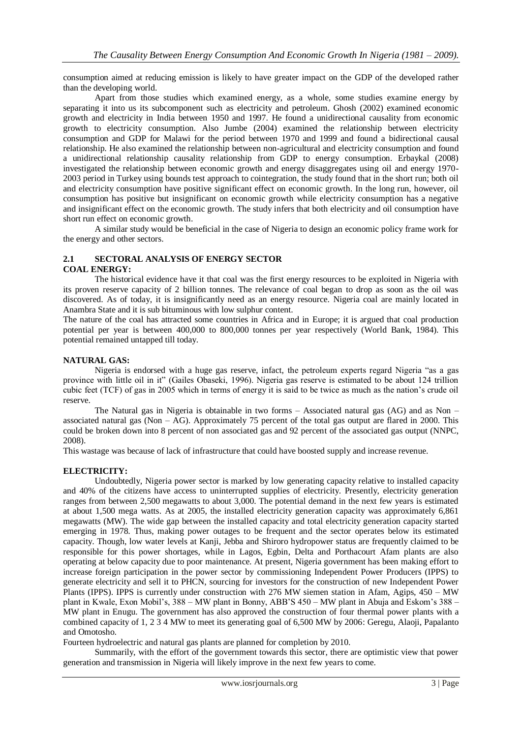consumption aimed at reducing emission is likely to have greater impact on the GDP of the developed rather than the developing world.

Apart from those studies which examined energy, as a whole, some studies examine energy by separating it into us its subcomponent such as electricity and petroleum. Ghosh (2002) examined economic growth and electricity in India between 1950 and 1997. He found a unidirectional causality from economic growth to electricity consumption. Also Jumbe (2004) examined the relationship between electricity consumption and GDP for Malawi for the period between 1970 and 1999 and found a bidirectional causal relationship. He also examined the relationship between non-agricultural and electricity consumption and found a unidirectional relationship causality relationship from GDP to energy consumption. Erbaykal (2008) investigated the relationship between economic growth and energy disaggregates using oil and energy 1970-2003 period in Turkey using bounds test approach to cointegration, the study found that in the short run; both oil and electricity consumption have positive significant effect on economic growth. In the long run, however, oil consumption has positive but insignificant on economic growth while electricity consumption has a negative and insignificant effect on the economic growth. The study infers that both electricity and oil consumption have short run effect on economic growth.

A similar study would be beneficial in the case of Nigeria to design an economic policy frame work for the energy and other sectors.

## 2.1 SECTORAL ANALYSIS OF ENERGY SECTOR

**COAL ENERGY:**

The historical evidence have it that coal was the first energy resources to be exploited in Nigeria with its proven reserve capacity of 2 billion tonnes. The relevance of coal began to drop as soon as the oil was discovered. As of today, it is insignificantly need as an energy resource. Nigeria coal are mainly located in Anambra State and it is sub bituminous with low sulphur content.

The nature of the coal has attracted some countries in Africa and in Europe; it is argued that coal production potential per year is between 400,000 to 800,000 tonnes per year respectively (World Bank, 1984). This potential remained untapped till today.

**NATURAL GAS:**

Nigeria is endorsed with a huge gas reserve, infact, the petroleum experts regard Nigeria "as a gas province with little oil in it" (Gailes Obaseki, 1996). Nigeria gas reserve is estimated to be about 124 trillion cubic feet (TCF) of gas in 2005 which in terms of energy it is said to be twice as much as the nation's crude oil reserve.

The Natural gas in Nigeria is obtainable in two forms – Associated natural gas (AG) and as Non – associated natural gas (Non – AG). Approximately 75 percent of the total gas output are flared in 2000. This could be broken down into 8 percent of non associated gas and 92 percent of the associated gas output (NNPC, 2008).

This wastage was because of lack of infrastructure that could have boosted supply and increase revenue.

**ELECTRICITY:**

Undoubtedly, Nigeria power sector is marked by low generating capacity relative to installed capacity and 40% of the citizens have access to uninterrupted supplies of electricity. Presently, electricity generation ranges from between 2,500 megawatts to about 3,000. The potential demand in the next few years is estimated at about 1,500 mega watts. As at 2005, the installed electricity generation capacity was approximately 6,861 megawatts (MW). The wide gap between the installed capacity and total electricity generation capacity started emerging in 1978. Thus, making power outages to be frequent and the sector operates below its estimated capacity. Though, low water levels at Kanji, Jebba and Shiroro hydropower status are frequently claimed to be responsible for this power shortages, while in Lagos, Egbin, Delta and Porthacourt Afam plants are also operating at below capacity due to poor maintenance. At present, Nigeria government has been making effort to increase foreign participation in the power sector by commissioning Independent Power Producers (IPPS) to generate electricity and sell it to PHCN, sourcing for investors for the construction of new Independent Power Plants (IPPS). IPPS is currently under construction with 276 MW siemen station in Afam, Agips, 450 – MW plant in Kwale, Exon Mobil's, 388 – MW plant in Bonny, ABB'S 450 – MW plant in Abuja and Eskom's 388 – MW plant in Enugu. The government has also approved the construction of four thermal power plants with a combined capacity of 1, 2 3 4 MW to meet its generating goal of 6,500 MW by 2006: Geregu, Alaoji, Papalanto and Omotosho.

Fourteen hydroelectric and natural gas plants are planned for completion by 2010.

Summarily, with the effort of the government towards this sector, there are optimistic view that power generation and transmission in Nigeria will likely improve in the next few years to come.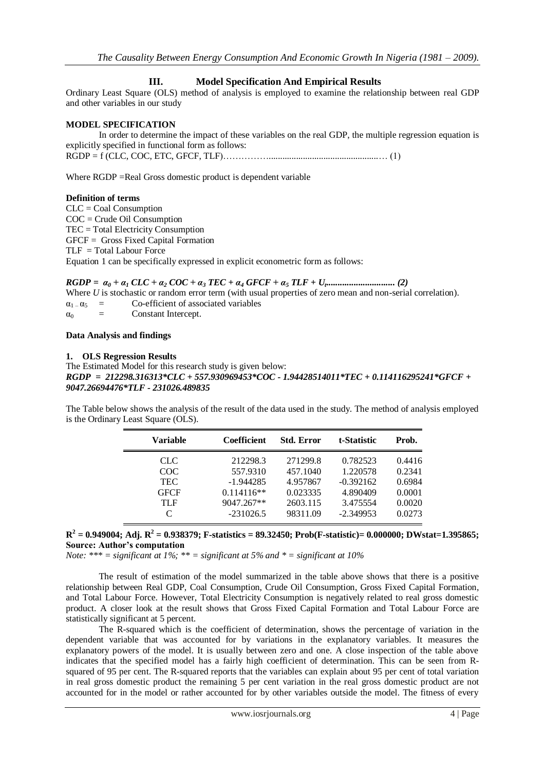## III. Model Specification And Empirical Results

Ordinary Least Square (OLS) method of analysis is employed to examine the relationship between real GDP and other variables in our study

**MODEL SPECIFICATION**

In order to determine the impact of these variables on the real GDP, the multiple regression equation is explicitly specified in functional form as follows:

RGDP = f (CLC, COC, ETC, GFCF, TLF)……………................................................… (1)

Where RGDP =Real Gross domestic product is dependent variable

**Definition of terms**

CLC = Coal Consumption
COC = Crude Oil Consumption
TEC = Total Electricity Consumption
GFCF = Gross Fixed Capital Formation
TLF = Total Labour Force

Equation 1 can be specifically expressed in explicit econometric form as follows:

$$RGDP = \alpha_0 + \alpha_1 CLC + \alpha_2 COC + \alpha_3 TEC + \alpha_4 GFCF + \alpha_5 TLF + U_t \text{.............................. (2)}$$

Where *U* is stochastic or random error term (with usual properties of zero mean and non-serial correlation).

$\alpha_1 - \alpha_5$ = Co-efficient of associated variables
$\alpha_0$ = Constant Intercept.

**Data Analysis and findings**

**1. OLS Regression Results**

The Estimated Model for this research study is given below:

***RGDP = 212298.316313\*CLC + 557.930969453\*COC - 1.94428514011\*TEC + 0.114116295241\*GFCF + 9047.26694476\*TLF - 231026.489835***

The Table below shows the analysis of the result of the data used in the study. The method of analysis employed is the Ordinary Least Square (OLS).

| Variable | Coefficient | Std. Error | t-Statistic | Prob. |
|---|---|---|---|---|
| CLC | 212298.3 | 271299.8 | 0.782523 | 0.4416 |
| COC | 557.9310 | 457.1040 | 1.220578 | 0.2341 |
| TEC | -1.944285 | 4.957867 | -0.392162 | 0.6984 |
| GFCF | 0.114116** | 0.023335 | 4.890409 | 0.0001 |
| TLF | 9047.267** | 2603.115 | 3.475554 | 0.0020 |
| C | -231026.5 | 98311.09 | -2.349953 | 0.0273 |

**$R^2$ = 0.949004; Adj. $R^2$ = 0.938379; F-statistics = 89.32450; Prob(F-statistic)= 0.000000; DWstat=1.395865;**
**Source: Author's computation**
*Note: *** = significant at 1%; ** = significant at 5% and * = significant at 10%*

The result of estimation of the model summarized in the table above shows that there is a positive relationship between Real GDP, Coal Consumption, Crude Oil Consumption, Gross Fixed Capital Formation, and Total Labour Force. However, Total Electricity Consumption is negatively related to real gross domestic product. A closer look at the result shows that Gross Fixed Capital Formation and Total Labour Force are statistically significant at 5 percent.

The R-squared which is the coefficient of determination, shows the percentage of variation in the dependent variable that was accounted for by variations in the explanatory variables. It measures the explanatory powers of the model. It is usually between zero and one. A close inspection of the table above indicates that the specified model has a fairly high coefficient of determination. This can be seen from R-squared of 95 per cent. The R-squared reports that the variables can explain about 95 per cent of total variation in real gross domestic product the remaining 5 per cent variation in the real gross domestic product are not accounted for in the model or rather accounted for by other variables outside the model. The fitness of every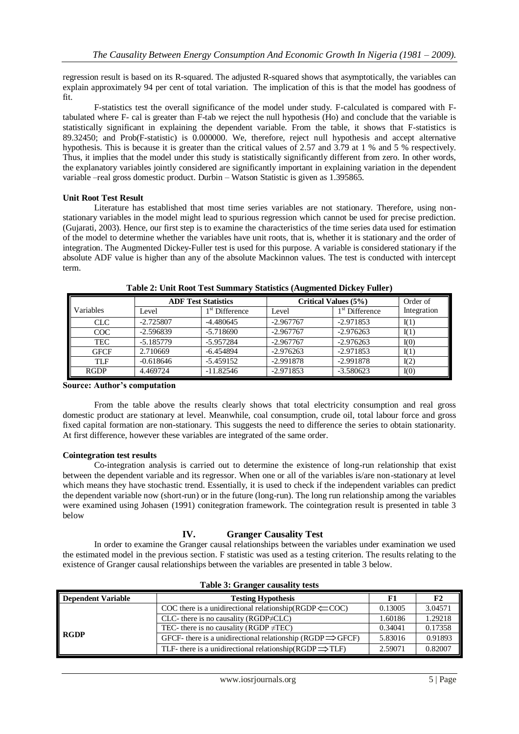regression result is based on its R-squared. The adjusted R-squared shows that asymptotically, the variables can explain approximately 94 per cent of total variation. The implication of this is that the model has goodness of fit.

F-statistics test the overall significance of the model under study. F-calculated is compared with F-tabulated where F- cal is greater than F-tab we reject the null hypothesis (Ho) and conclude that the variable is statistically significant in explaining the dependent variable. From the table, it shows that F-statistics is 89.32450; and Prob(F-statistic) is 0.000000. We, therefore, reject null hypothesis and accept alternative hypothesis. This is because it is greater than the critical values of 2.57 and 3.79 at 1 % and 5 % respectively. Thus, it implies that the model under this study is statistically significantly different from zero. In other words, the explanatory variables jointly considered are significantly important in explaining variation in the dependent variable –real gross domestic product. Durbin – Watson Statistic is given as 1.395865.

**Unit Root Test Result**

Literature has established that most time series variables are not stationary. Therefore, using non-stationary variables in the model might lead to spurious regression which cannot be used for precise prediction. (Gujarati, 2003). Hence, our first step is to examine the characteristics of the time series data used for estimation of the model to determine whether the variables have unit roots, that is, whether it is stationary and the order of integration. The Augmented Dickey-Fuller test is used for this purpose. A variable is considered stationary if the absolute ADF value is higher than any of the absolute Mackinnon values. The test is conducted with intercept term.

**Table 2: Unit Root Test Summary Statistics (Augmented Dickey Fuller)**

| Variables | ADF Test Statistics | | Critical Values (5%) | | Order of Integration |
|---|---|---|---|---|---|
| | Level | 1st Difference | Level | 1st Difference | |
| CLC | -2.725807 | -4.480645 | -2.967767 | -2.971853 | I(1) |
| COC | -2.596839 | -5.718690 | -2.967767 | -2.976263 | I(1) |
| TEC | -5.185779 | -5.957284 | -2.967767 | -2.976263 | I(0) |
| GFCF | 2.710669 | -6.454894 | -2.976263 | -2.971853 | I(1) |
| TLF | -0.618646 | -5.459152 | -2.991878 | -2.991878 | I(2) |
| RGDP | 4.469724 | -11.82546 | -2.971853 | -3.580623 | I(0) |

**Source: Author's computation**

From the table above the results clearly shows that total electricity consumption and real gross domestic product are stationary at level. Meanwhile, coal consumption, crude oil, total labour force and gross fixed capital formation are non-stationary. This suggests the need to difference the series to obtain stationarity. At first difference, however these variables are integrated of the same order.

**Cointegration test results**

Co-integration analysis is carried out to determine the existence of long-run relationship that exist between the dependent variable and its regressor. When one or all of the variables is/are non-stationary at level which means they have stochastic trend. Essentially, it is used to check if the independent variables can predict the dependent variable now (short-run) or in the future (long-run). The long run relationship among the variables were examined using Johasen (1991) conitegration framework. The cointegration result is presented in table 3 below

## IV. Granger Causality Test

In order to examine the Granger causal relationships between the variables under examination we used the estimated model in the previous section. F statistic was used as a testing criterion. The results relating to the existence of Granger causal relationships between the variables are presented in table 3 below.

**Table 3: Granger causality tests**

| Dependent Variable | Testing Hypothesis | F1 | F2 |
|---|---|---|---|
| RGDP | COC there is a unidirectional relationship(RGDP $\Longleftarrow$COC) | 0.13005 | 3.04571 |
| | CLC- there is no causality (RGDP≠CLC) | 1.60186 | 1.29218 |
| | TEC- there is no causality (RGDP ≠TEC) | 0.34041 | 0.17358 |
| | GFCF- there is a unidirectional relationship (RGDP$\Longrightarrow$GFCF) | 5.83016 | 0.91893 |
| | TLF- there is a unidirectional relationship(RGDP$\Longrightarrow$TLF) | 2.59071 | 0.82007 |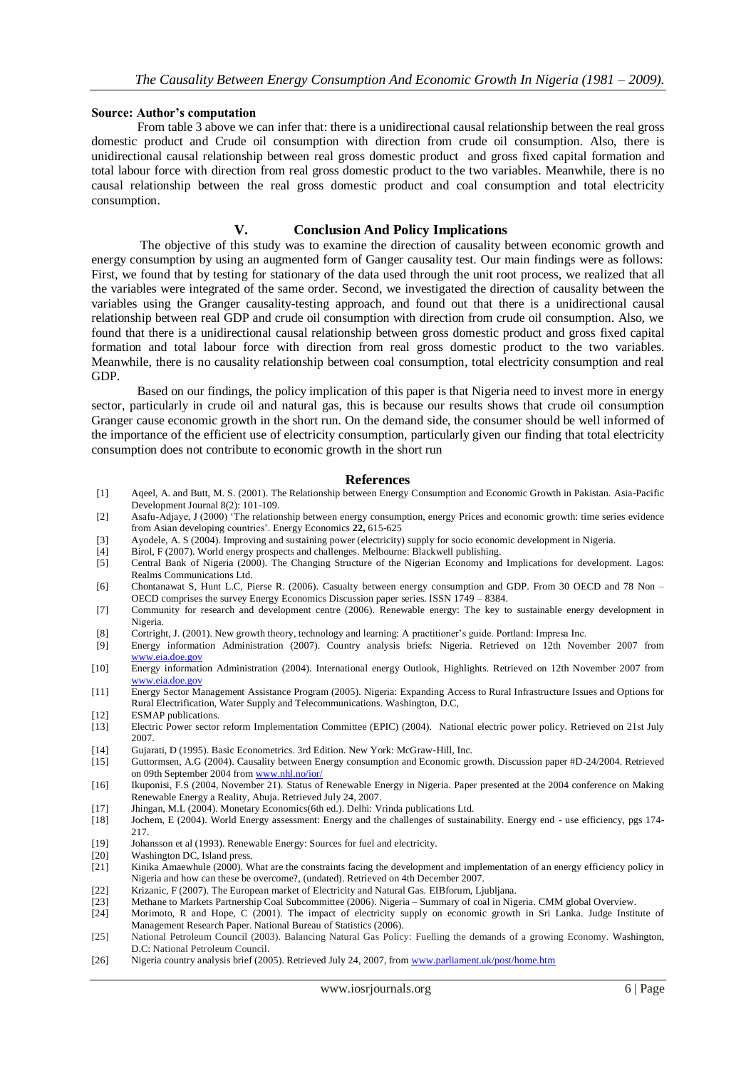**Source: Author's computation**

From table 3 above we can infer that: there is a unidirectional causal relationship between the real gross domestic product and Crude oil consumption with direction from crude oil consumption. Also, there is unidirectional causal relationship between real gross domestic product and gross fixed capital formation and total labour force with direction from real gross domestic product to the two variables. Meanwhile, there is no causal relationship between the real gross domestic product and coal consumption and total electricity consumption.

## V. Conclusion And Policy Implications

The objective of this study was to examine the direction of causality between economic growth and energy consumption by using an augmented form of Ganger causality test. Our main findings were as follows: First, we found that by testing for stationary of the data used through the unit root process, we realized that all the variables were integrated of the same order. Second, we investigated the direction of causality between the variables using the Granger causality-testing approach, and found out that there is a unidirectional causal relationship between real GDP and crude oil consumption with direction from crude oil consumption. Also, we found that there is a unidirectional causal relationship between gross domestic product and gross fixed capital formation and total labour force with direction from real gross domestic product to the two variables. Meanwhile, there is no causality relationship between coal consumption, total electricity consumption and real GDP.

Based on our findings, the policy implication of this paper is that Nigeria need to invest more in energy sector, particularly in crude oil and natural gas, this is because our results shows that crude oil consumption Granger cause economic growth in the short run. On the demand side, the consumer should be well informed of the importance of the efficient use of electricity consumption, particularly given our finding that total electricity consumption does not contribute to economic growth in the short run

## References

[1] Aqeel, A. and Butt, M. S. (2001). The Relationship between Energy Consumption and Economic Growth in Pakistan. Asia-Pacific Development Journal 8(2): 101-109.

[2] Asafu-Adjaye, J (2000) 'The relationship between energy consumption, energy Prices and economic growth: time series evidence from Asian developing countries'. Energy Economics **22,** 615-625

[3] Ayodele, A. S (2004). Improving and sustaining power (electricity) supply for socio economic development in Nigeria.

[4] Birol, F (2007). World energy prospects and challenges. Melbourne: Blackwell publishing.

[5] Central Bank of Nigeria (2000). The Changing Structure of the Nigerian Economy and Implications for development. Lagos: Realms Communications Ltd.

[6] Chontanawat S, Hunt L.C, Pierse R. (2006). Casualty between energy consumption and GDP. From 30 OECD and 78 Non – OECD comprises the survey Energy Economics Discussion paper series. ISSN 1749 – 8384.

[7] Community for research and development centre (2006). Renewable energy: The key to sustainable energy development in Nigeria.

[8] Cortright, J. (2001). New growth theory, technology and learning: A practitioner's guide. Portland: Impresa Inc.

[9] Energy information Administration (2007). Country analysis briefs: Nigeria. Retrieved on 12th November 2007 from www.eia.doe.gov

[10] Energy information Administration (2004). International energy Outlook, Highlights. Retrieved on 12th November 2007 from www.eia.doe.gov

[11] Energy Sector Management Assistance Program (2005). Nigeria: Expanding Access to Rural Infrastructure Issues and Options for Rural Electrification, Water Supply and Telecommunications. Washington, D.C,

[12] ESMAP publications.

[13] Electric Power sector reform Implementation Committee (EPIC) (2004). National electric power policy. Retrieved on 21st July 2007.

[14] Gujarati, D (1995). Basic Econometrics. 3rd Edition. New York: McGraw-Hill, Inc.

[15] Guttormsen, A.G (2004). Causality between Energy consumption and Economic growth. Discussion paper #D-24/2004. Retrieved on 09th September 2004 from www.nhl.no/ior/

[16] Ikuponisi, F.S (2004, November 21). Status of Renewable Energy in Nigeria. Paper presented at the 2004 conference on Making Renewable Energy a Reality, Abuja. Retrieved July 24, 2007.

[17] Jhingan, M.L (2004). Monetary Economics(6th ed.). Delhi: Vrinda publications Ltd.

[18] Jochem, E (2004). World Energy assessment: Energy and the challenges of sustainability. Energy end - use efficiency, pgs 174-217.

[19] Johansson et al (1993). Renewable Energy: Sources for fuel and electricity.

[20] Washington DC, Island press.

[21] Kinika Amaewhule (2000). What are the constraints facing the development and implementation of an energy efficiency policy in Nigeria and how can these be overcome?, (undated). Retrieved on 4th December 2007.

[22] Krizanic, F (2007). The European market of Electricity and Natural Gas. EIBforum, Ljubljana.

[23] Methane to Markets Partnership Coal Subcommittee (2006). Nigeria – Summary of coal in Nigeria. CMM global Overview.

[24] Morimoto, R and Hope, C (2001). The impact of electricity supply on economic growth in Sri Lanka. Judge Institute of Management Research Paper. National Bureau of Statistics (2006).

[25] National Petroleum Council (2003). Balancing Natural Gas Policy: Fuelling the demands of a growing Economy. Washington, D.C: National Petroleum Council.

[26] Nigeria country analysis brief (2005). Retrieved July 24, 2007, from www.parliament.uk/post/home.htm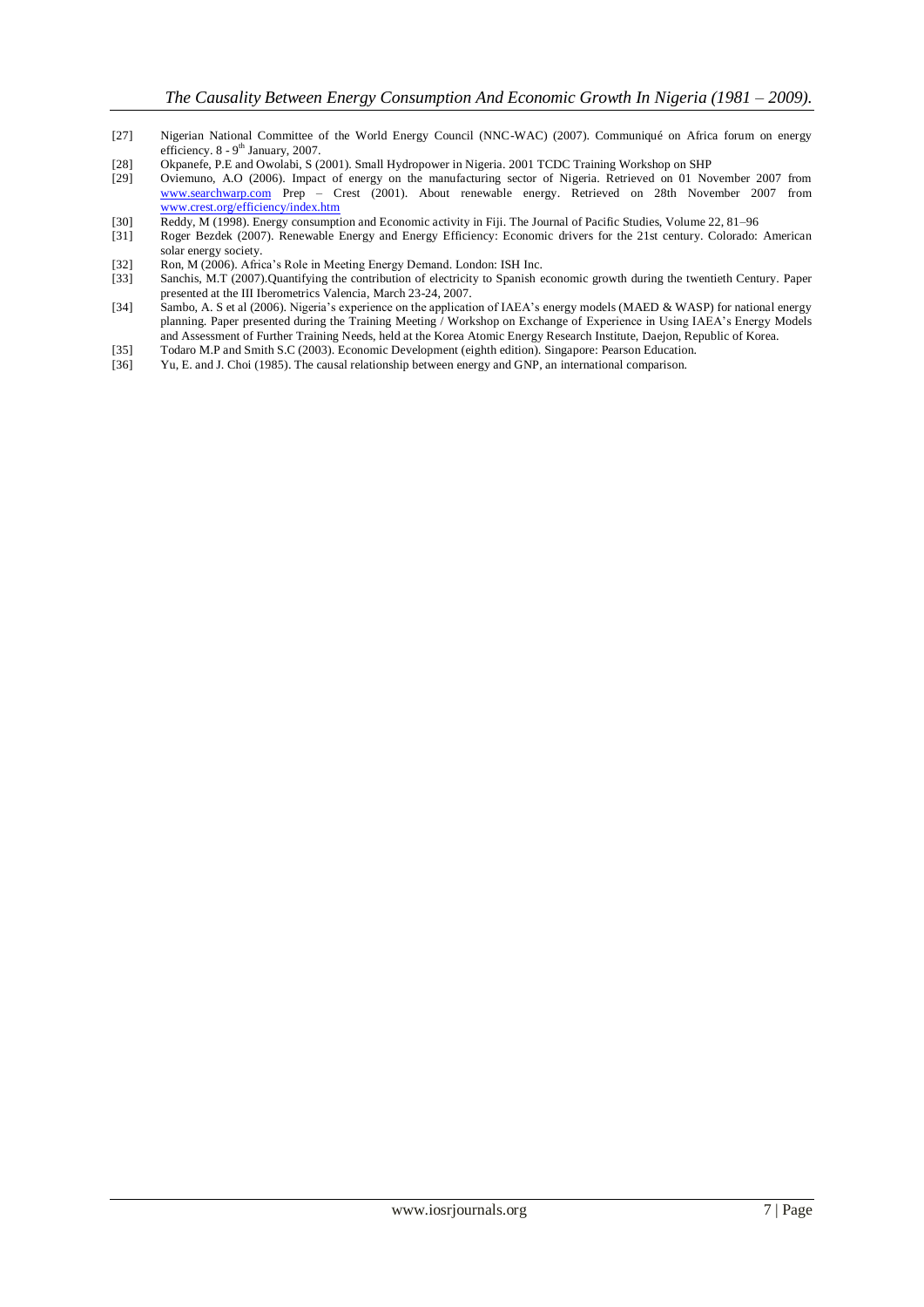[27] Nigerian National Committee of the World Energy Council (NNC-WAC) (2007). Communiqué on Africa forum on energy efficiency. 8 - 9th January, 2007.

[28] Okpanefe, P.E and Owolabi, S (2001). Small Hydropower in Nigeria. 2001 TCDC Training Workshop on SHP

[29] Oviemuno, A.O (2006). Impact of energy on the manufacturing sector of Nigeria. Retrieved on 01 November 2007 from www.searchwarp.com Prep – Crest (2001). About renewable energy. Retrieved on 28th November 2007 from www.crest.org/efficiency/index.htm

[30] Reddy, M (1998). Energy consumption and Economic activity in Fiji. The Journal of Pacific Studies, Volume 22, 81–96

[31] Roger Bezdek (2007). Renewable Energy and Energy Efficiency: Economic drivers for the 21st century. Colorado: American solar energy society.

[32] Ron, M (2006). Africa's Role in Meeting Energy Demand. London: ISH Inc.

[33] Sanchis, M.T (2007).Quantifying the contribution of electricity to Spanish economic growth during the twentieth Century. Paper presented at the III Iberometrics Valencia, March 23-24, 2007.

[34] Sambo, A. S et al (2006). Nigeria's experience on the application of IAEA's energy models (MAED & WASP) for national energy planning. Paper presented during the Training Meeting / Workshop on Exchange of Experience in Using IAEA's Energy Models and Assessment of Further Training Needs, held at the Korea Atomic Energy Research Institute, Daejon, Republic of Korea.

[35] Todaro M.P and Smith S.C (2003). Economic Development (eighth edition). Singapore: Pearson Education.

[36] Yu, E. and J. Choi (1985). The causal relationship between energy and GNP, an international comparison.